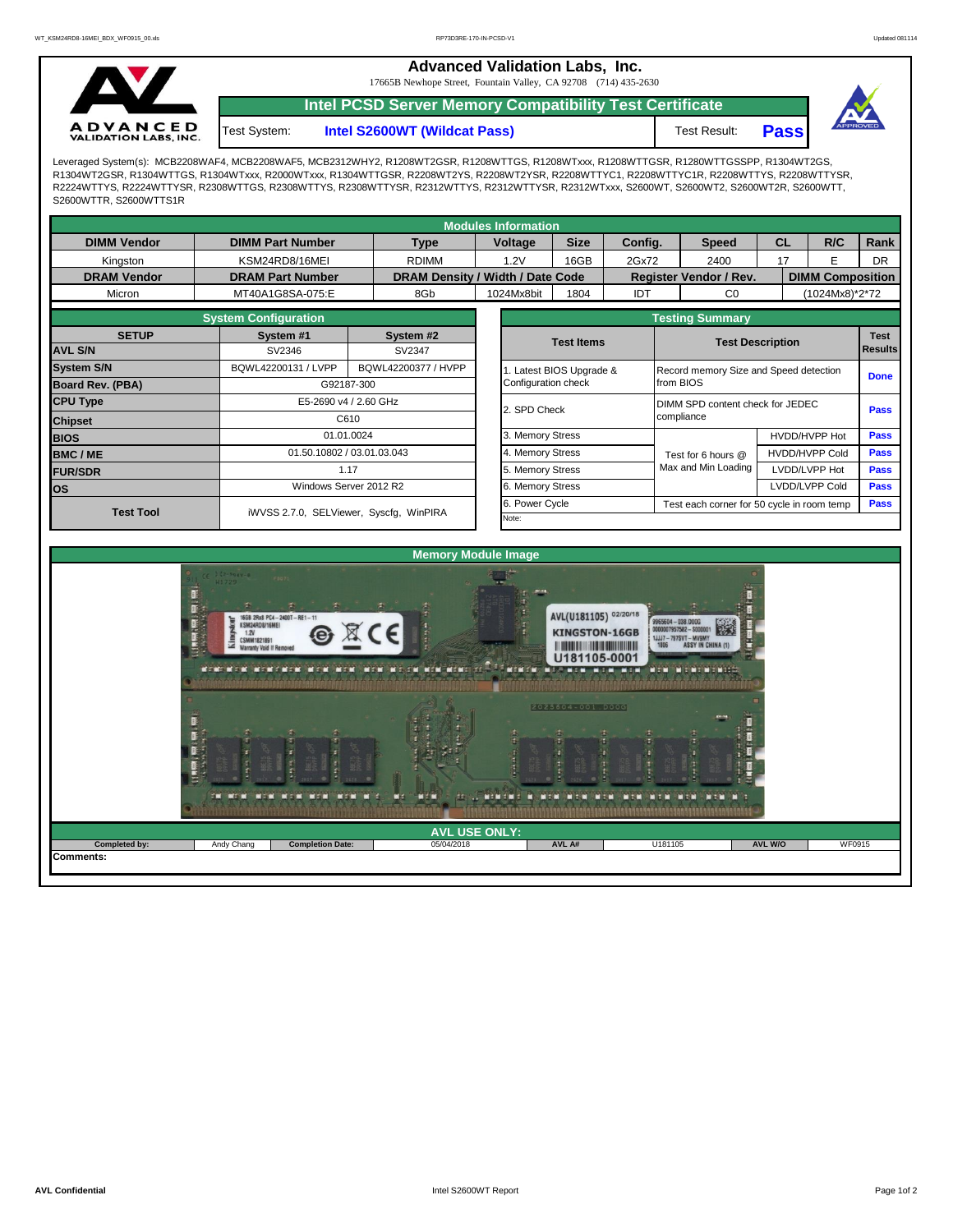# Advanced Validation Labs, Inc.

17665B Newhope Street, Fountain Valley, CA 92708 (714) 435-2630

## Intel PCSD Server Memory Compatibility Test Certificate

Test System: **Intel S2600WT (Wildcat Pass)** Test Result: **Pass**

Leveraged System(s): MCB2208WAF4, MCB2208WAF5, MCB2312WHY2, R1208WT2GSR, R1208WTTGS, R1208WTxxx, R1208WTTGSR, R1280WTTGSSPP, R1304WT2GS, R1304WT2GSR, R1304WTTGS, R1304WTxxx, R2000WTxxx, R1304WTTGSR, R2208WT2YS, R2208WT2YSR, R2208WTTYC1, R2208WTTYC1R, R2208WTTYS, R2208WTTYSR, R2224WTTYS, R2224WTTYSR, R2308WTTGS, R2308WTTYS, R2308WTTYSR, R2312WTTYS, R2312WTTYSR, R2312WTxxx, S2600WT, S2600WT2, S2600WT2R, S2600WTT, S2600WTTR, S2600WTTS1R

### Modules Information

| DIMM Vendor | DIMM Part Number | Type | Voltage | Size | Config. | Speed | CL | R/C | Rank |
|---|---|---|---|---|---|---|---|---|---|
| Kingston | KSM24RD8/16MEI | RDIMM | 1.2V | 16GB | 2Gx72 | 2400 | 17 | E | DR |
| **DRAM Vendor** | **DRAM Part Number** | **DRAM Density / Width / Date Code** | | | **Register Vendor / Rev.** | | **DIMM Composition** | | |
| Micron | MT40A1G8SA-075:E | 8Gb | 1024Mx8bit | 1804 | IDT | C0 | (1024Mx8)*2*72 | | |

### System Configuration

| SETUP | System #1 | System #2 |
|---|---|---|
| AVL S/N | SV2346 | SV2347 |
| System S/N | BQWL42200131 / LVPP | BQWL42200377 / HVPP |
| Board Rev. (PBA) | G92187-300 | |
| CPU Type | E5-2690 v4 / 2.60 GHz | |
| Chipset | C610 | |
| BIOS | 01.01.0024 | |
| BMC / ME | 01.50.10802 / 03.01.03.043 | |
| FUR/SDR | 1.17 | |
| OS | Windows Server 2012 R2 | |
| Test Tool | iWVSS 2.7.0, SELViewer, Syscfg, WinPIRA | |

### Testing Summary

| Test Items | Test Description | | Test Results |
|---|---|---|---|
| 1. Latest BIOS Upgrade & Configuration check | Record memory Size and Speed detection from BIOS | | Done |
| 2. SPD Check | DIMM SPD content check for JEDEC compliance | | Pass |
| 3. Memory Stress | Test for 6 hours @ Max and Min Loading | HVDD/HVPP Hot | Pass |
| 4. Memory Stress | | HVDD/HVPP Cold | Pass |
| 5. Memory Stress | | LVDD/LVPP Hot | Pass |
| 6. Memory Stress | | LVDD/LVPP Cold | Pass |
| 6. Power Cycle | Test each corner for 50 cycle in room temp | | Pass |

Note:

### Memory Module Image

### AVL USE ONLY:

| Completed by: | Andy Chang | Completion Date: | 05/04/2018 | AVL A# | U181105 | AVL W/O | WF0915 |
|---|---|---|---|---|---|---|---|

Comments: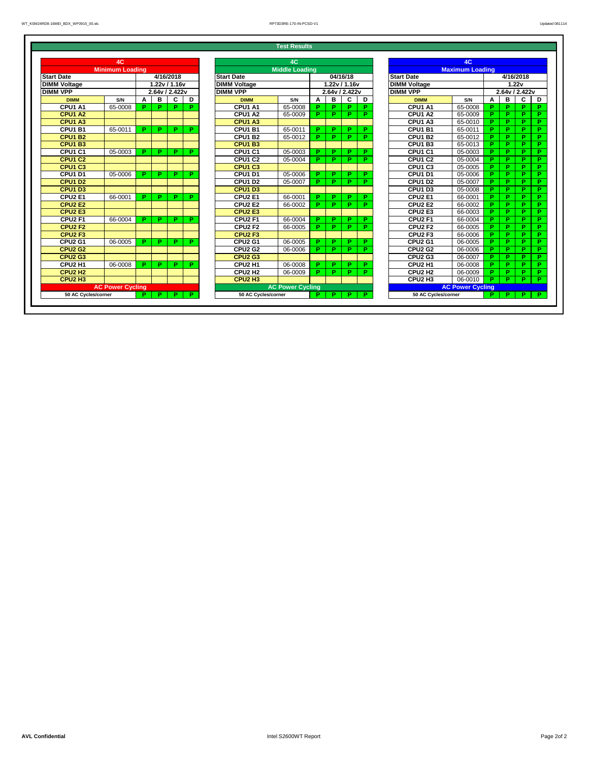## Test Results

| 4C Minimum Loading | | | | | |
| --- | --- | --- | --- | --- | --- |
| Start Date | | 4/16/2018 | | | |
| DIMM Voltage | | 1.22v / 1.16v | | | |
| DIMM VPP | | 2.64v / 2.422v | | | |
| DIMM | S/N | A | B | C | D |
| CPU1 A1 | 65-0008 | P | P | P | P |
| CPU1 A2 | | | | | |
| CPU1 A3 | | | | | |
| CPU1 B1 | 65-0011 | P | P | P | P |
| CPU1 B2 | | | | | |
| CPU1 B3 | | | | | |
| CPU1 C1 | 05-0003 | P | P | P | P |
| CPU1 C2 | | | | | |
| CPU1 C3 | | | | | |
| CPU1 D1 | 05-0006 | P | P | P | P |
| CPU1 D2 | | | | | |
| CPU1 D3 | | | | | |
| CPU2 E1 | 66-0001 | P | P | P | P |
| CPU2 E2 | | | | | |
| CPU2 E3 | | | | | |
| CPU2 F1 | 66-0004 | P | P | P | P |
| CPU2 F2 | | | | | |
| CPU2 F3 | | | | | |
| CPU2 G1 | 06-0005 | P | P | P | P |
| CPU2 G2 | | | | | |
| CPU2 G3 | | | | | |
| CPU2 H1 | 06-0008 | P | P | P | P |
| CPU2 H2 | | | | | |
| CPU2 H3 | | | | | |
| AC Power Cycling | | | | | |
| 50 AC Cycles/corner | | P | P | P | P |

| 4C Middle Loading | | | | | |
| --- | --- | --- | --- | --- | --- |
| Start Date | | 04/16/18 | | | |
| DIMM Voltage | | 1.22v / 1.16v | | | |
| DIMM VPP | | 2.64v / 2.422v | | | |
| DIMM | S/N | A | B | C | D |
| CPU1 A1 | 65-0008 | P | P | P | P |
| CPU1 A2 | 65-0009 | P | P | P | P |
| CPU1 A3 | | | | | |
| CPU1 B1 | 65-0011 | P | P | P | P |
| CPU1 B2 | 65-0012 | P | P | P | P |
| CPU1 B3 | | | | | |
| CPU1 C1 | 05-0003 | P | P | P | P |
| CPU1 C2 | 05-0004 | P | P | P | P |
| CPU1 C3 | | | | | |
| CPU1 D1 | 05-0006 | P | P | P | P |
| CPU1 D2 | 05-0007 | P | P | P | P |
| CPU1 D3 | | | | | |
| CPU2 E1 | 66-0001 | P | P | P | P |
| CPU2 E2 | 66-0002 | P | P | P | P |
| CPU2 E3 | | | | | |
| CPU2 F1 | 66-0004 | P | P | P | P |
| CPU2 F2 | 66-0005 | P | P | P | P |
| CPU2 F3 | | | | | |
| CPU2 G1 | 06-0005 | P | P | P | P |
| CPU2 G2 | 06-0006 | P | P | P | P |
| CPU2 G3 | | | | | |
| CPU2 H1 | 06-0008 | P | P | P | P |
| CPU2 H2 | 06-0009 | P | P | P | P |
| CPU2 H3 | | | | | |
| AC Power Cycling | | | | | |
| 50 AC Cycles/corner | | P | P | P | P |

| 4C Maximum Loading | | | | | |
| --- | --- | --- | --- | --- | --- |
| Start Date | | 4/16/2018 | | | |
| DIMM Voltage | | 1.22v | | | |
| DIMM VPP | | 2.64v / 2.422v | | | |
| DIMM | S/N | A | B | C | D |
| CPU1 A1 | 65-0008 | P | P | P | P |
| CPU1 A2 | 65-0009 | P | P | P | P |
| CPU1 A3 | 65-0010 | P | P | P | P |
| CPU1 B1 | 65-0011 | P | P | P | P |
| CPU1 B2 | 65-0012 | P | P | P | P |
| CPU1 B3 | 65-0013 | P | P | P | P |
| CPU1 C1 | 05-0003 | P | P | P | P |
| CPU1 C2 | 05-0004 | P | P | P | P |
| CPU1 C3 | 05-0005 | P | P | P | P |
| CPU1 D1 | 05-0006 | P | P | P | P |
| CPU1 D2 | 05-0007 | P | P | P | P |
| CPU1 D3 | 05-0008 | P | P | P | P |
| CPU2 E1 | 66-0001 | P | P | P | P |
| CPU2 E2 | 66-0002 | P | P | P | P |
| CPU2 E3 | 66-0003 | P | P | P | P |
| CPU2 F1 | 66-0004 | P | P | P | P |
| CPU2 F2 | 66-0005 | P | P | P | P |
| CPU2 F3 | 66-0006 | P | P | P | P |
| CPU2 G1 | 06-0005 | P | P | P | P |
| CPU2 G2 | 06-0006 | P | P | P | P |
| CPU2 G3 | 06-0007 | P | P | P | P |
| CPU2 H1 | 06-0008 | P | P | P | P |
| CPU2 H2 | 06-0009 | P | P | P | P |
| CPU2 H3 | 06-0010 | P | P | P | P |
| AC Power Cycling | | | | | |
| 50 AC Cycles/corner | | P | P | P | P |